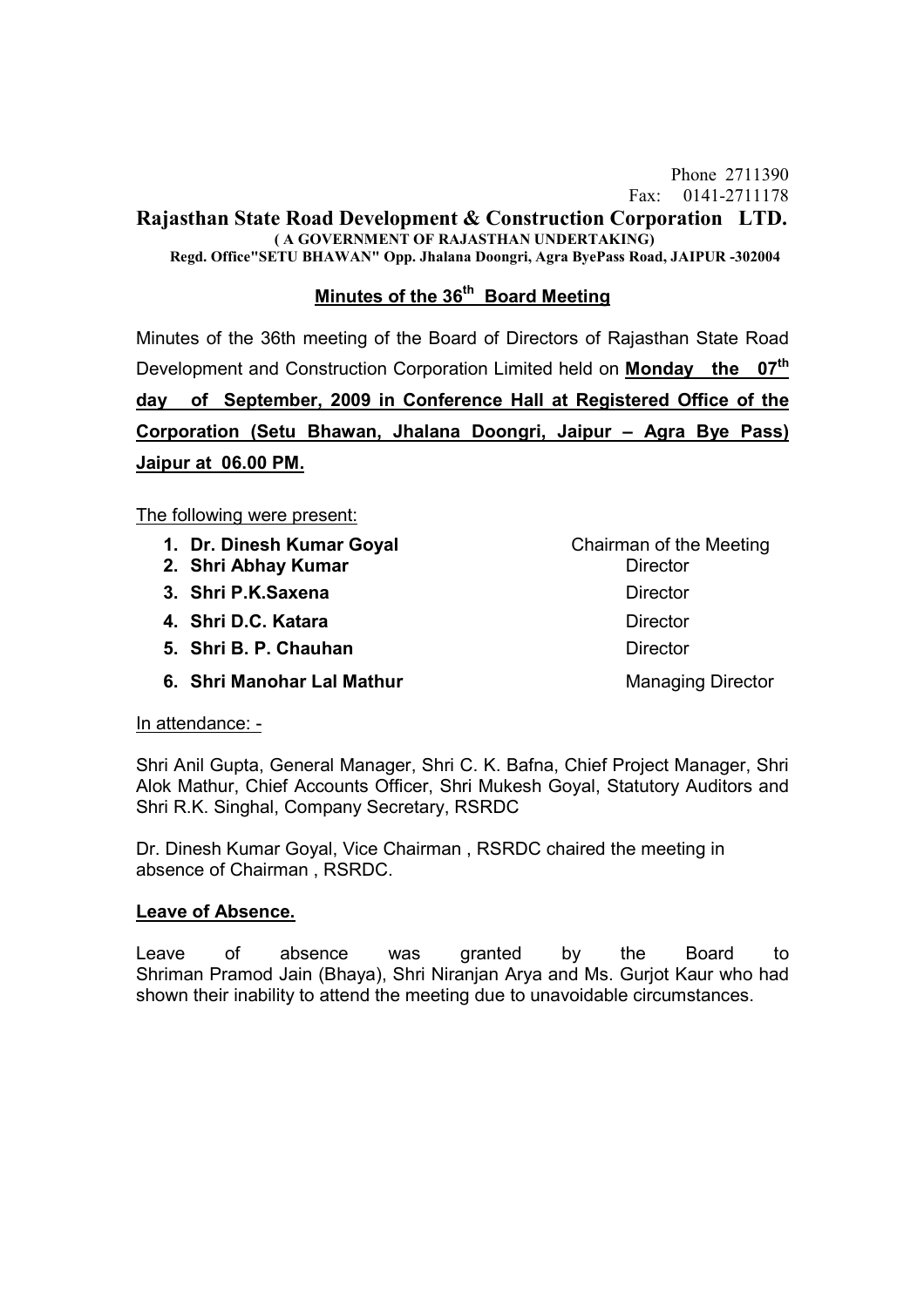Phone 2711390
Fax: 0141-2711178

# Rajasthan State Road Development & Construction Corporation LTD.

**( A GOVERNMENT OF RAJASTHAN UNDERTAKING)**

**Regd. Office"SETU BHAWAN" Opp. Jhalana Doongri, Agra ByePass Road, JAIPUR -302004**

## Minutes of the 36th Board Meeting

Minutes of the 36th meeting of the Board of Directors of Rajasthan State Road Development and Construction Corporation Limited held on **Monday the 07th day of September, 2009 in Conference Hall at Registered Office of the Corporation (Setu Bhawan, Jhalana Doongri, Jaipur – Agra Bye Pass) Jaipur at 06.00 PM.**

The following were present:

| | |
|---|---|
| 1. **Dr. Dinesh Kumar Goyal** | Chairman of the Meeting |
| 2. **Shri Abhay Kumar** | Director |
| 3. **Shri P.K.Saxena** | Director |
| 4. **Shri D.C. Katara** | Director |
| 5. **Shri B. P. Chauhan** | Director |
| 6. **Shri Manohar Lal Mathur** | Managing Director |

In attendance: -

Shri Anil Gupta, General Manager, Shri C. K. Bafna, Chief Project Manager, Shri Alok Mathur, Chief Accounts Officer, Shri Mukesh Goyal, Statutory Auditors and Shri R.K. Singhal, Company Secretary, RSRDC

Dr. Dinesh Kumar Goyal, Vice Chairman , RSRDC chaired the meeting in absence of Chairman , RSRDC.

**Leave of Absence.**

Leave of absence was granted by the Board to Shriman Pramod Jain (Bhaya), Shri Niranjan Arya and Ms. Gurjot Kaur who had shown their inability to attend the meeting due to unavoidable circumstances.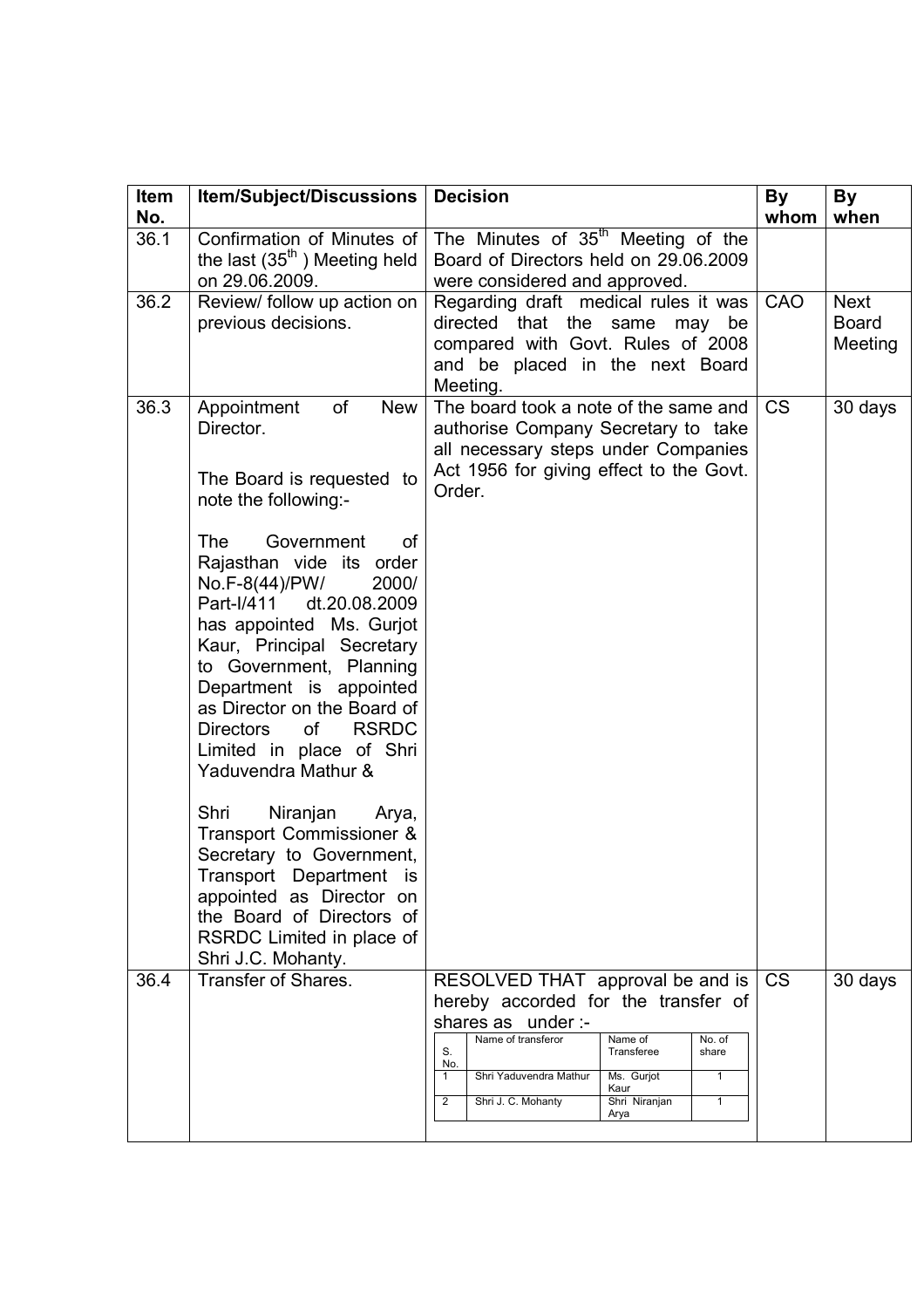| Item No. | Item/Subject/Discussions | Decision | By whom | By when |
|---|---|---|---|---|
| 36.1 | Confirmation of Minutes of the last (35th ) Meeting held on 29.06.2009. | The Minutes of 35th Meeting of the Board of Directors held on 29.06.2009 were considered and approved. | | |
| 36.2 | Review/ follow up action on previous decisions. | Regarding draft medical rules it was directed that the same may be compared with Govt. Rules of 2008 and be placed in the next Board Meeting. | CAO | Next Board Meeting |
| 36.3 | Appointment of New Director.<br><br>The Board is requested to note the following:-<br><br>The Government of Rajasthan vide its order No.F-8(44)/PW/ 2000/ Part-I/411 dt.20.08.2009 has appointed Ms. Gurjot Kaur, Principal Secretary to Government, Planning Department is appointed as Director on the Board of Directors of RSRDC Limited in place of Shri Yaduvendra Mathur &<br><br>Shri Niranjan Arya, Transport Commissioner & Secretary to Government, Transport Department is appointed as Director on the Board of Directors of RSRDC Limited in place of Shri J.C. Mohanty. | The board took a note of the same and authorise Company Secretary to take all necessary steps under Companies Act 1956 for giving effect to the Govt. Order. | CS | 30 days |
| 36.4 | Transfer of Shares. | RESOLVED THAT approval be and is hereby accorded for the transfer of shares as under :-<br><br>S. No. \| Name of transferor \| Name of Transferee \| No. of share<br>1 \| Shri Yaduvendra Mathur \| Ms. Gurjot Kaur \| 1<br>2 \| Shri J. C. Mohanty \| Shri Niranjan Arya \| 1 | CS | 30 days |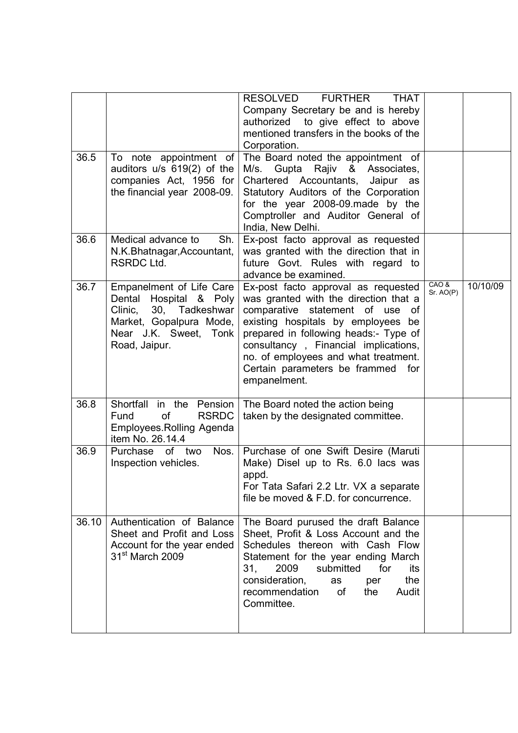|  |  |  |  |  |
|---|---|---|---|---|
|  |  | RESOLVED FURTHER THAT Company Secretary be and is hereby authorized to give effect to above mentioned transfers in the books of the Corporation. |  |  |
| 36.5 | To note appointment of auditors u/s 619(2) of the companies Act, 1956 for the financial year 2008-09. | The Board noted the appointment of M/s. Gupta Rajiv & Associates, Chartered Accountants, Jaipur as Statutory Auditors of the Corporation for the year 2008-09.made by the Comptroller and Auditor General of India, New Delhi. |  |  |
| 36.6 | Medical advance to Sh. N.K.Bhatnagar,Accountant, RSRDC Ltd. | Ex-post facto approval as requested was granted with the direction that in future Govt. Rules with regard to advance be examined. |  |  |
| 36.7 | Empanelment of Life Care Dental Hospital & Poly Clinic, 30, Tadkeshwar Market, Gopalpura Mode, Near J.K. Sweet, Tonk Road, Jaipur. | Ex-post facto approval as requested was granted with the direction that a comparative statement of use of existing hospitals by employees be prepared in following heads:- Type of consultancy , Financial implications, no. of employees and what treatment. Certain parameters be frammed for empanelment. | CAO & Sr. AO(P) | 10/10/09 |
| 36.8 | Shortfall in the Pension Fund of RSRDC Employees.Rolling Agenda item No. 26.14.4 | The Board noted the action being taken by the designated committee. |  |  |
| 36.9 | Purchase of two Nos. Inspection vehicles. | Purchase of one Swift Desire (Maruti Make) Disel up to Rs. 6.0 lacs was appd.<br>For Tata Safari 2.2 Ltr. VX a separate file be moved & F.D. for concurrence. |  |  |
| 36.10 | Authentication of Balance Sheet and Profit and Loss Account for the year ended 31st March 2009 | The Board purused the draft Balance Sheet, Profit & Loss Account and the Schedules thereon with Cash Flow Statement for the year ending March 31, 2009 submitted for its consideration, as per the recommendation of the Audit Committee. |  |  |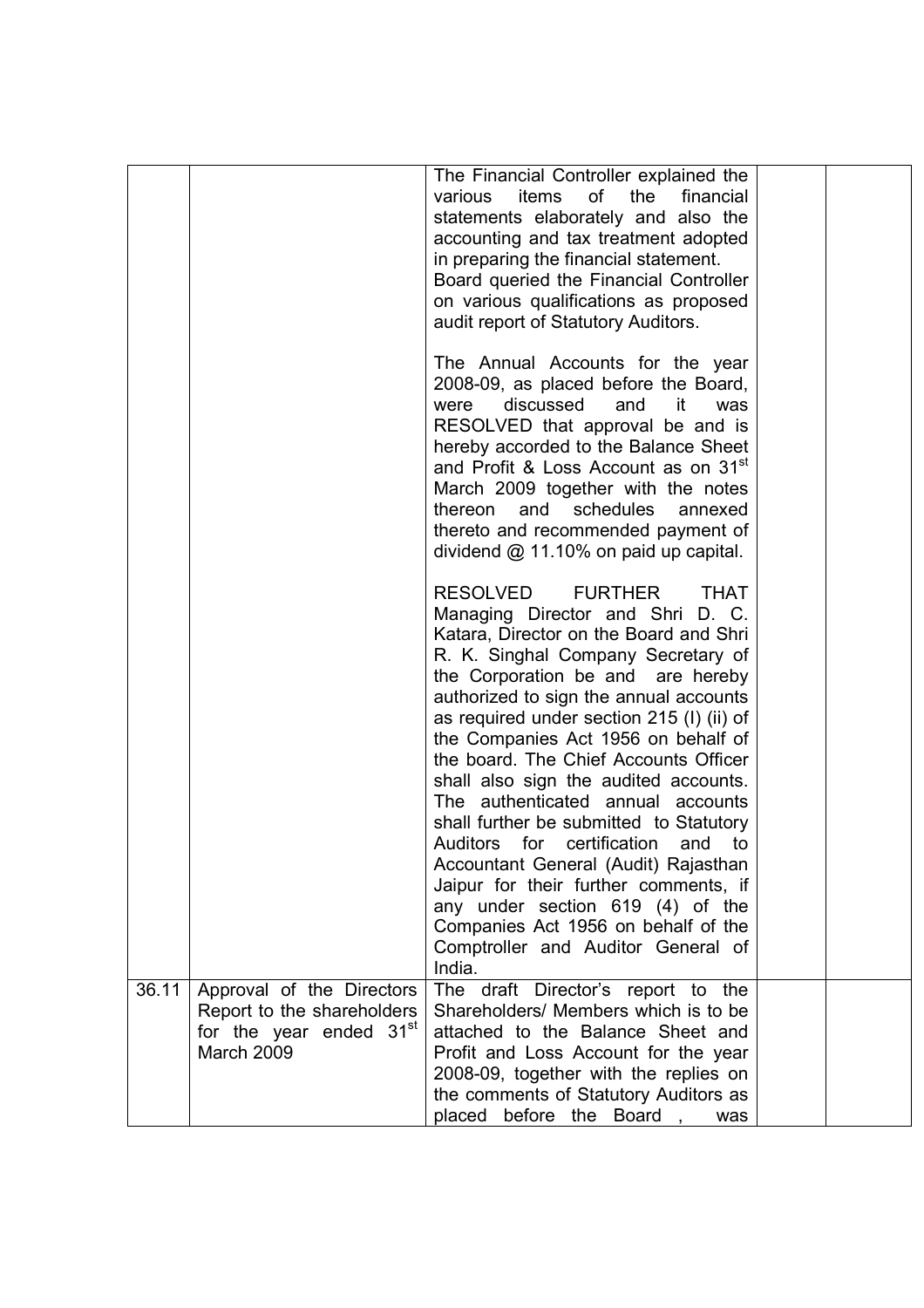| | | | | |
|---|---|---|---|---|
| | | The Financial Controller explained the various items of the financial statements elaborately and also the accounting and tax treatment adopted in preparing the financial statement.<br>Board queried the Financial Controller on various qualifications as proposed audit report of Statutory Auditors.<br><br>The Annual Accounts for the year 2008-09, as placed before the Board, were discussed and it was RESOLVED that approval be and is hereby accorded to the Balance Sheet and Profit & Loss Account as on 31st March 2009 together with the notes thereon and schedules annexed thereto and recommended payment of dividend @ 11.10% on paid up capital.<br><br>RESOLVED FURTHER THAT Managing Director and Shri D. C. Katara, Director on the Board and Shri R. K. Singhal Company Secretary of the Corporation be and are hereby authorized to sign the annual accounts as required under section 215 (I) (ii) of the Companies Act 1956 on behalf of the board. The Chief Accounts Officer shall also sign the audited accounts. The authenticated annual accounts shall further be submitted to Statutory Auditors for certification and to Accountant General (Audit) Rajasthan Jaipur for their further comments, if any under section 619 (4) of the Companies Act 1956 on behalf of the Comptroller and Auditor General of India. | | |
| 36.11 | Approval of the Directors Report to the shareholders for the year ended 31st March 2009 | The draft Director's report to the Shareholders/ Members which is to be attached to the Balance Sheet and Profit and Loss Account for the year 2008-09, together with the replies on the comments of Statutory Auditors as placed before the Board , was | | |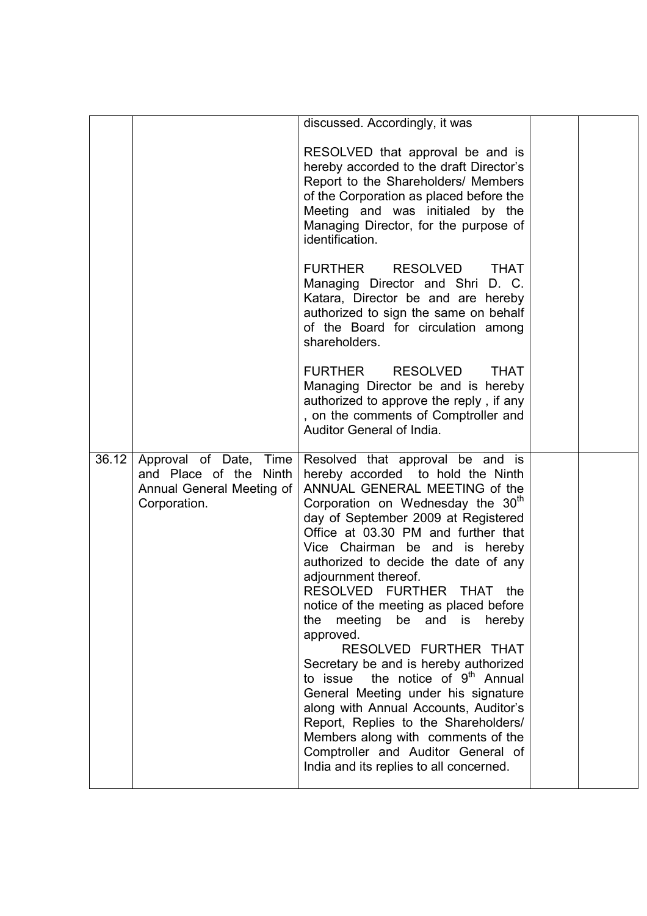|  |  | discussed. Accordingly, it was<br><br>RESOLVED that approval be and is hereby accorded to the draft Director's Report to the Shareholders/ Members of the Corporation as placed before the Meeting and was initialed by the Managing Director, for the purpose of identification.<br><br>FURTHER RESOLVED THAT Managing Director and Shri D. C. Katara, Director be and are hereby authorized to sign the same on behalf of the Board for circulation among shareholders.<br><br>FURTHER RESOLVED THAT Managing Director be and is hereby authorized to approve the reply , if any , on the comments of Comptroller and Auditor General of India. |  |  |
|---|---|---|---|---|
| 36.12 | Approval of Date, Time and Place of the Ninth Annual General Meeting of Corporation. | Resolved that approval be and is hereby accorded to hold the Ninth ANNUAL GENERAL MEETING of the Corporation on Wednesday the 30th day of September 2009 at Registered Office at 03.30 PM and further that Vice Chairman be and is hereby authorized to decide the date of any adjournment thereof.<br>RESOLVED FURTHER THAT the notice of the meeting as placed before the meeting be and is hereby approved.<br>RESOLVED FURTHER THAT Secretary be and is hereby authorized to issue the notice of 9th Annual General Meeting under his signature along with Annual Accounts, Auditor's Report, Replies to the Shareholders/ Members along with comments of the Comptroller and Auditor General of India and its replies to all concerned. |  |  |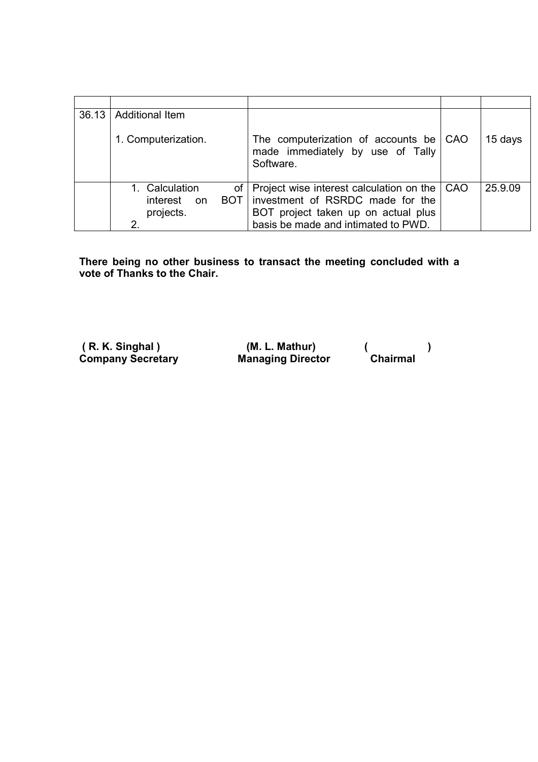| | | | | |
|---|---|---|---|---|
| 36.13 | Additional Item<br><br>1. Computerization. | The computerization of accounts be made immediately by use of Tally Software. | CAO | 15 days |
| | 1. Calculation of interest on BOT projects.<br>2. | Project wise interest calculation on the investment of RSRDC made for the BOT project taken up on actual plus basis be made and intimated to PWD. | CAO | 25.9.09 |

**There being no other business to transact the meeting concluded with a vote of Thanks to the Chair.**

**( R. K. Singhal )**
**Company Secretary**

**(M. L. Mathur)**
**Managing Director**

**( )**
**Chairmal**